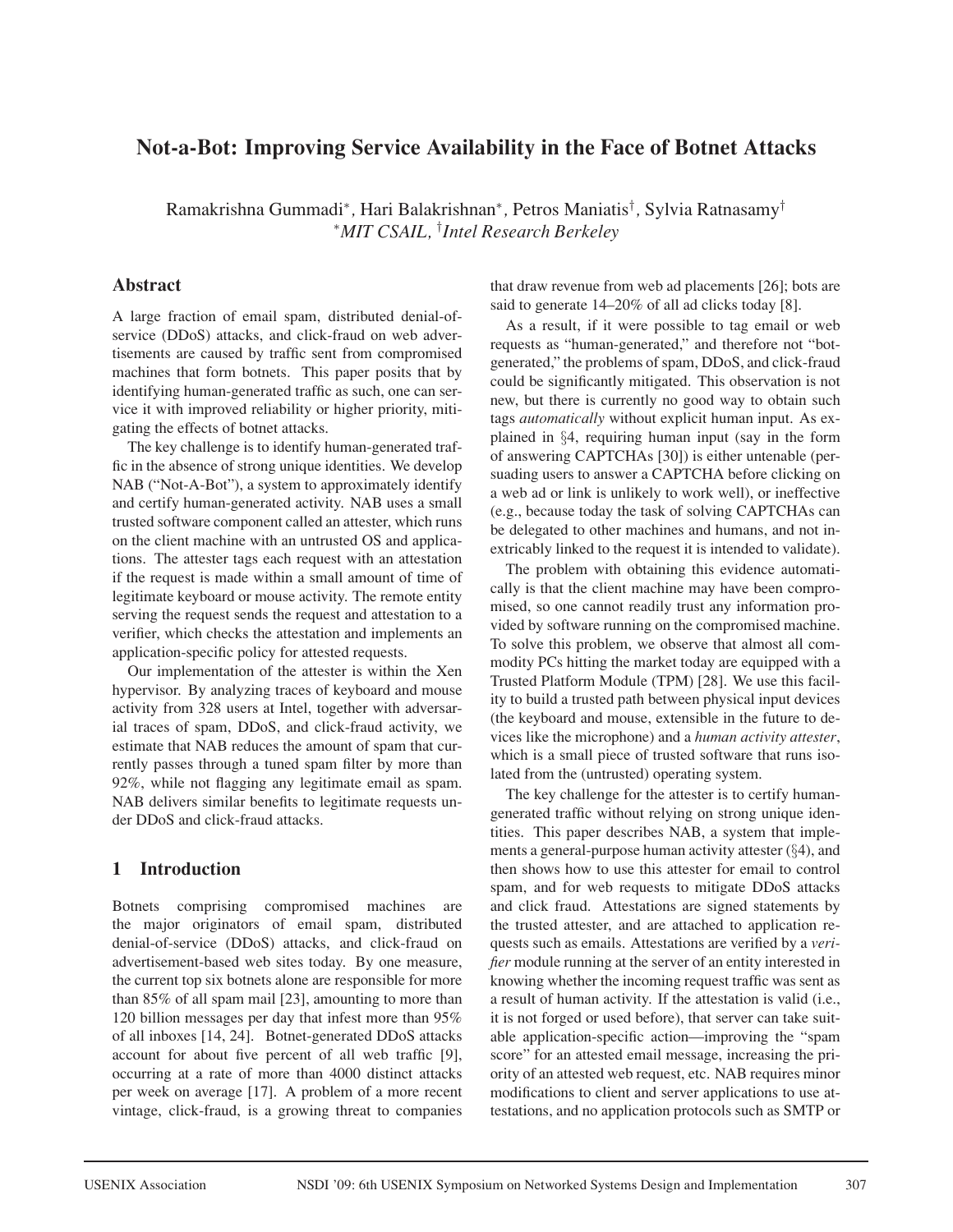# Not-a-Bot: Improving Service Availability in the Face of Botnet Attacks

Ramakrishna Gummadi*, Hari Balakrishnan*, Petros Maniatis†, Sylvia Ratnasamy†
*MIT CSAIL, †Intel Research Berkeley

## Abstract

A large fraction of email spam, distributed denial-of-service (DDoS) attacks, and click-fraud on web advertisements are caused by traffic sent from compromised machines that form botnets. This paper posits that by identifying human-generated traffic as such, one can service it with improved reliability or higher priority, mitigating the effects of botnet attacks.

The key challenge is to identify human-generated traffic in the absence of strong unique identities. We develop NAB ("Not-A-Bot"), a system to approximately identify and certify human-generated activity. NAB uses a small trusted software component called an attester, which runs on the client machine with an untrusted OS and applications. The attester tags each request with an attestation if the request is made within a small amount of time of legitimate keyboard or mouse activity. The remote entity serving the request sends the request and attestation to a verifier, which checks the attestation and implements an application-specific policy for attested requests.

Our implementation of the attester is within the Xen hypervisor. By analyzing traces of keyboard and mouse activity from 328 users at Intel, together with adversarial traces of spam, DDoS, and click-fraud activity, we estimate that NAB reduces the amount of spam that currently passes through a tuned spam filter by more than 92%, while not flagging any legitimate email as spam. NAB delivers similar benefits to legitimate requests under DDoS and click-fraud attacks.

## 1 Introduction

Botnets comprising compromised machines are the major originators of email spam, distributed denial-of-service (DDoS) attacks, and click-fraud on advertisement-based web sites today. By one measure, the current top six botnets alone are responsible for more than 85% of all spam mail [23], amounting to more than 120 billion messages per day that infest more than 95% of all inboxes [14, 24]. Botnet-generated DDoS attacks account for about five percent of all web traffic [9], occurring at a rate of more than 4000 distinct attacks per week on average [17]. A problem of a more recent vintage, click-fraud, is a growing threat to companies that draw revenue from web ad placements [26]; bots are said to generate 14–20% of all ad clicks today [8].

As a result, if it were possible to tag email or web requests as "human-generated," and therefore not "bot-generated," the problems of spam, DDoS, and click-fraud could be significantly mitigated. This observation is not new, but there is currently no good way to obtain such tags *automatically* without explicit human input. As explained in §4, requiring human input (say in the form of answering CAPTCHAs [30]) is either untenable (persuading users to answer a CAPTCHA before clicking on a web ad or link is unlikely to work well), or ineffective (e.g., because today the task of solving CAPTCHAs can be delegated to other machines and humans, and not inextricably linked to the request it is intended to validate).

The problem with obtaining this evidence automatically is that the client machine may have been compromised, so one cannot readily trust any information provided by software running on the compromised machine. To solve this problem, we observe that almost all commodity PCs hitting the market today are equipped with a Trusted Platform Module (TPM) [28]. We use this facility to build a trusted path between physical input devices (the keyboard and mouse, extensible in the future to devices like the microphone) and a *human activity attester*, which is a small piece of trusted software that runs isolated from the (untrusted) operating system.

The key challenge for the attester is to certify human-generated traffic without relying on strong unique identities. This paper describes NAB, a system that implements a general-purpose human activity attester (§4), and then shows how to use this attester for email to control spam, and for web requests to mitigate DDoS attacks and click fraud. Attestations are signed statements by the trusted attester, and are attached to application requests such as emails. Attestations are verified by a *verifier* module running at the server of an entity interested in knowing whether the incoming request traffic was sent as a result of human activity. If the attestation is valid (i.e., it is not forged or used before), that server can take suitable application-specific action—improving the "spam score" for an attested email message, increasing the priority of an attested web request, etc. NAB requires minor modifications to client and server applications to use attestations, and no application protocols such as SMTP or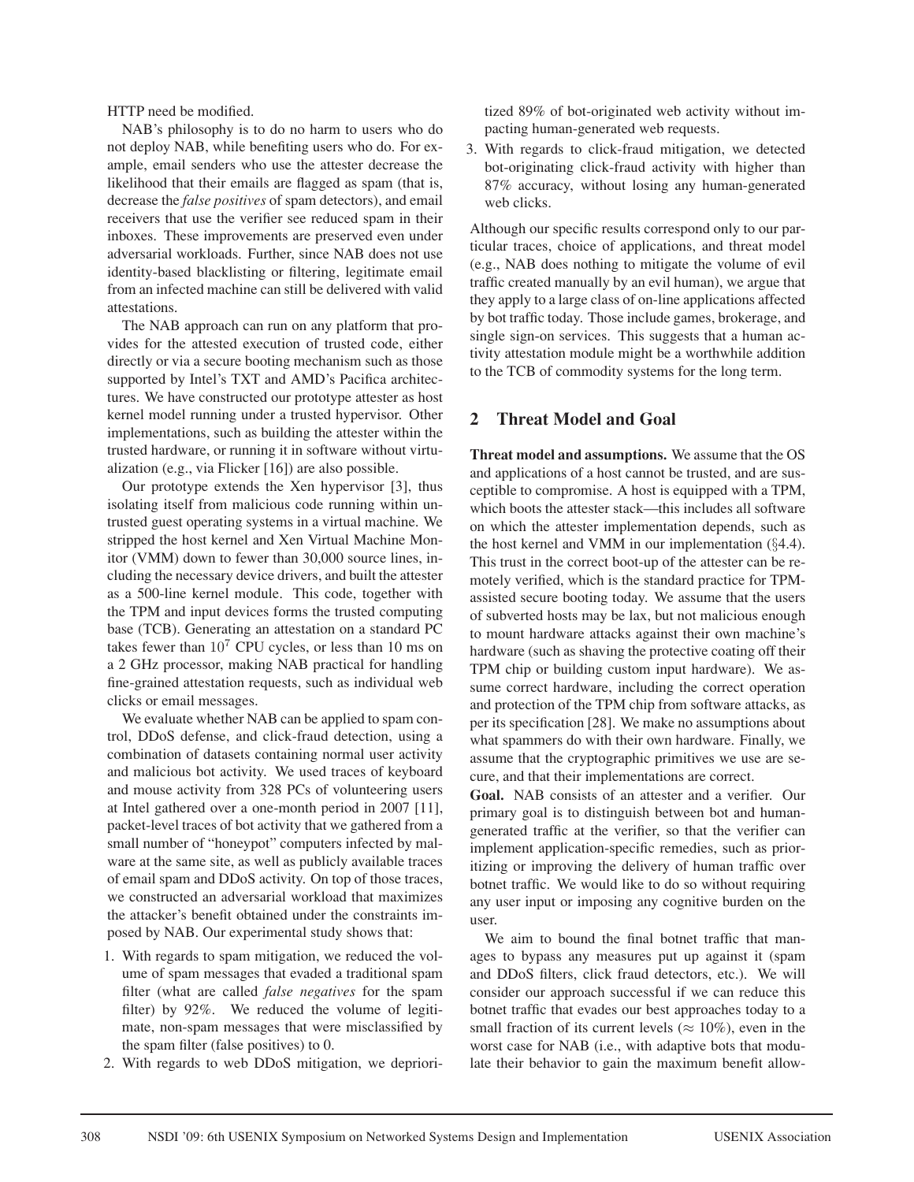HTTP need be modified.

NAB's philosophy is to do no harm to users who do not deploy NAB, while benefiting users who do. For example, email senders who use the attester decrease the likelihood that their emails are flagged as spam (that is, decrease the *false positives* of spam detectors), and email receivers that use the verifier see reduced spam in their inboxes. These improvements are preserved even under adversarial workloads. Further, since NAB does not use identity-based blacklisting or filtering, legitimate email from an infected machine can still be delivered with valid attestations.

The NAB approach can run on any platform that provides for the attested execution of trusted code, either directly or via a secure booting mechanism such as those supported by Intel's TXT and AMD's Pacifica architectures. We have constructed our prototype attester as host kernel model running under a trusted hypervisor. Other implementations, such as building the attester within the trusted hardware, or running it in software without virtualization (e.g., via Flicker [16]) are also possible.

Our prototype extends the Xen hypervisor [3], thus isolating itself from malicious code running within untrusted guest operating systems in a virtual machine. We stripped the host kernel and Xen Virtual Machine Monitor (VMM) down to fewer than 30,000 source lines, including the necessary device drivers, and built the attester as a 500-line kernel module. This code, together with the TPM and input devices forms the trusted computing base (TCB). Generating an attestation on a standard PC takes fewer than $10^7$ CPU cycles, or less than 10 ms on a 2 GHz processor, making NAB practical for handling fine-grained attestation requests, such as individual web clicks or email messages.

We evaluate whether NAB can be applied to spam control, DDoS defense, and click-fraud detection, using a combination of datasets containing normal user activity and malicious bot activity. We used traces of keyboard and mouse activity from 328 PCs of volunteering users at Intel gathered over a one-month period in 2007 [11], packet-level traces of bot activity that we gathered from a small number of "honeypot" computers infected by malware at the same site, as well as publicly available traces of email spam and DDoS activity. On top of those traces, we constructed an adversarial workload that maximizes the attacker's benefit obtained under the constraints imposed by NAB. Our experimental study shows that:

1. With regards to spam mitigation, we reduced the volume of spam messages that evaded a traditional spam filter (what are called *false negatives* for the spam filter) by 92%. We reduced the volume of legitimate, non-spam messages that were misclassified by the spam filter (false positives) to 0.
2. With regards to web DDoS mitigation, we deprioritized 89% of bot-originated web activity without impacting human-generated web requests.
3. With regards to click-fraud mitigation, we detected bot-originating click-fraud activity with higher than 87% accuracy, without losing any human-generated web clicks.

Although our specific results correspond only to our particular traces, choice of applications, and threat model (e.g., NAB does nothing to mitigate the volume of evil traffic created manually by an evil human), we argue that they apply to a large class of on-line applications affected by bot traffic today. Those include games, brokerage, and single sign-on services. This suggests that a human activity attestation module might be a worthwhile addition to the TCB of commodity systems for the long term.

## 2 Threat Model and Goal

**Threat model and assumptions.** We assume that the OS and applications of a host cannot be trusted, and are susceptible to compromise. A host is equipped with a TPM, which boots the attester stack—this includes all software on which the attester implementation depends, such as the host kernel and VMM in our implementation (§4.4). This trust in the correct boot-up of the attester can be remotely verified, which is the standard practice for TPM-assisted secure booting today. We assume that the users of subverted hosts may be lax, but not malicious enough to mount hardware attacks against their own machine's hardware (such as shaving the protective coating off their TPM chip or building custom input hardware). We assume correct hardware, including the correct operation and protection of the TPM chip from software attacks, as per its specification [28]. We make no assumptions about what spammers do with their own hardware. Finally, we assume that the cryptographic primitives we use are secure, and that their implementations are correct.

**Goal.** NAB consists of an attester and a verifier. Our primary goal is to distinguish between bot and human-generated traffic at the verifier, so that the verifier can implement application-specific remedies, such as prioritizing or improving the delivery of human traffic over botnet traffic. We would like to do so without requiring any user input or imposing any cognitive burden on the user.

We aim to bound the final botnet traffic that manages to bypass any measures put up against it (spam and DDoS filters, click fraud detectors, etc.). We will consider our approach successful if we can reduce this botnet traffic that evades our best approaches today to a small fraction of its current levels ($\approx 10\%$), even in the worst case for NAB (i.e., with adaptive bots that modulate their behavior to gain the maximum benefit allow-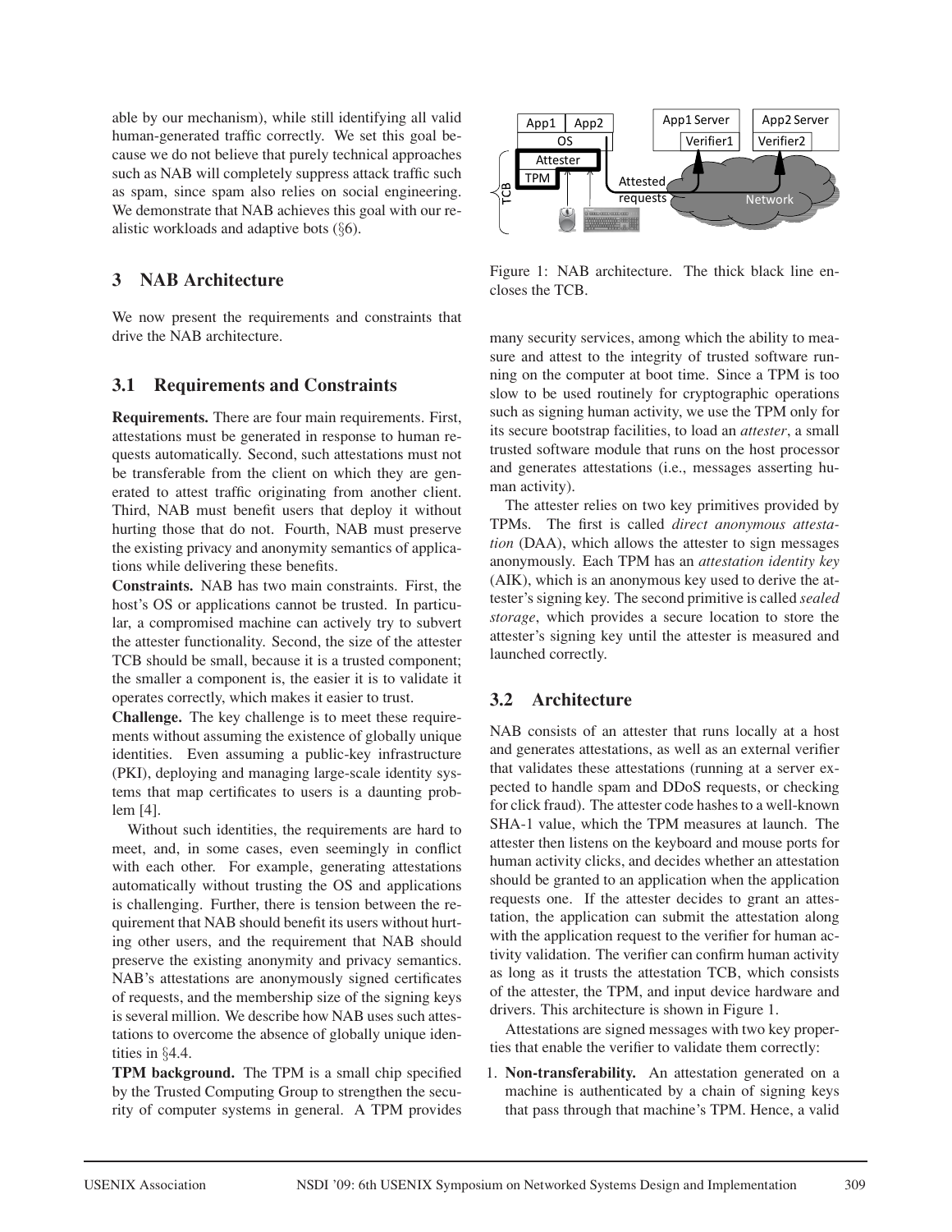able by our mechanism), while still identifying all valid human-generated traffic correctly. We set this goal because we do not believe that purely technical approaches such as NAB will completely suppress attack traffic such as spam, since spam also relies on social engineering. We demonstrate that NAB achieves this goal with our realistic workloads and adaptive bots (§6).

## 3 NAB Architecture

We now present the requirements and constraints that drive the NAB architecture.

### 3.1 Requirements and Constraints

**Requirements.** There are four main requirements. First, attestations must be generated in response to human requests automatically. Second, such attestations must not be transferable from the client on which they are generated to attest traffic originating from another client. Third, NAB must benefit users that deploy it without hurting those that do not. Fourth, NAB must preserve the existing privacy and anonymity semantics of applications while delivering these benefits.

**Constraints.** NAB has two main constraints. First, the host's OS or applications cannot be trusted. In particular, a compromised machine can actively try to subvert the attester functionality. Second, the size of the attester TCB should be small, because it is a trusted component; the smaller a component is, the easier it is to validate it operates correctly, which makes it easier to trust.

**Challenge.** The key challenge is to meet these requirements without assuming the existence of globally unique identities. Even assuming a public-key infrastructure (PKI), deploying and managing large-scale identity systems that map certificates to users is a daunting problem [4].

Without such identities, the requirements are hard to meet, and, in some cases, even seemingly in conflict with each other. For example, generating attestations automatically without trusting the OS and applications is challenging. Further, there is tension between the requirement that NAB should benefit its users without hurting other users, and the requirement that NAB should preserve the existing anonymity and privacy semantics. NAB's attestations are anonymously signed certificates of requests, and the membership size of the signing keys is several million. We describe how NAB uses such attestations to overcome the absence of globally unique identities in §4.4.

**TPM background.** The TPM is a small chip specified by the Trusted Computing Group to strengthen the security of computer systems in general. A TPM provides many security services, among which the ability to measure and attest to the integrity of trusted software running on the computer at boot time. Since a TPM is too slow to be used routinely for cryptographic operations such as signing human activity, we use the TPM only for its secure bootstrap facilities, to load an *attester*, a small trusted software module that runs on the host processor and generates attestations (i.e., messages asserting human activity).

The attester relies on two key primitives provided by TPMs. The first is called *direct anonymous attestation* (DAA), which allows the attester to sign messages anonymously. Each TPM has an *attestation identity key* (AIK), which is an anonymous key used to derive the attester's signing key. The second primitive is called *sealed storage*, which provides a secure location to store the attester's signing key until the attester is measured and launched correctly.

Figure 1: NAB architecture. The thick black line encloses the TCB.

### 3.2 Architecture

NAB consists of an attester that runs locally at a host and generates attestations, as well as an external verifier that validates these attestations (running at a server expected to handle spam and DDoS requests, or checking for click fraud). The attester code hashes to a well-known SHA-1 value, which the TPM measures at launch. The attester then listens on the keyboard and mouse ports for human activity clicks, and decides whether an attestation should be granted to an application when the application requests one. If the attester decides to grant an attestation, the application can submit the attestation along with the application request to the verifier for human activity validation. The verifier can confirm human activity as long as it trusts the attestation TCB, which consists of the attester, the TPM, and input device hardware and drivers. This architecture is shown in Figure 1.

Attestations are signed messages with two key properties that enable the verifier to validate them correctly:

1. **Non-transferability.** An attestation generated on a machine is authenticated by a chain of signing keys that pass through that machine's TPM. Hence, a valid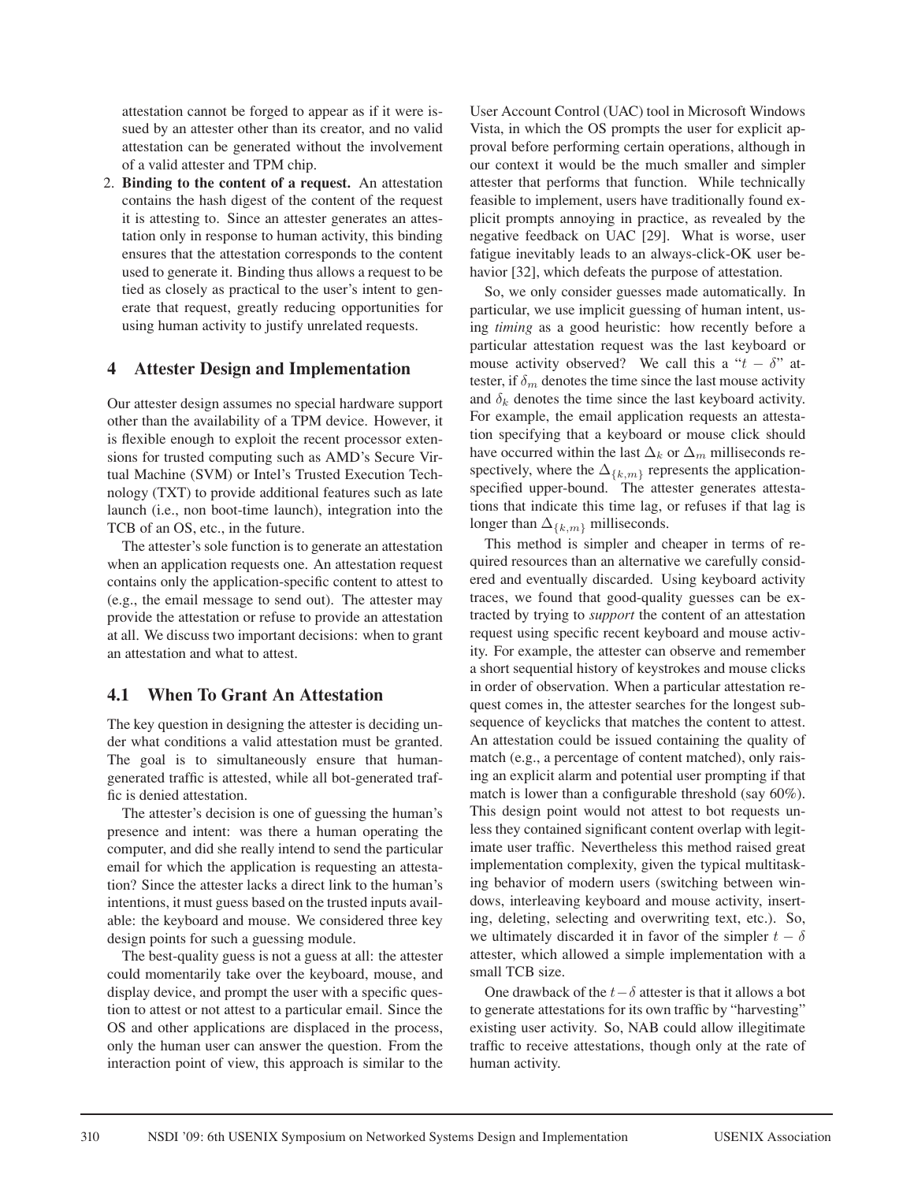attestation cannot be forged to appear as if it were issued by an attester other than its creator, and no valid attestation can be generated without the involvement of a valid attester and TPM chip.

2. **Binding to the content of a request.** An attestation contains the hash digest of the content of the request it is attesting to. Since an attester generates an attestation only in response to human activity, this binding ensures that the attestation corresponds to the content used to generate it. Binding thus allows a request to be tied as closely as practical to the user's intent to generate that request, greatly reducing opportunities for using human activity to justify unrelated requests.

# 4 Attester Design and Implementation

Our attester design assumes no special hardware support other than the availability of a TPM device. However, it is flexible enough to exploit the recent processor extensions for trusted computing such as AMD's Secure Virtual Machine (SVM) or Intel's Trusted Execution Technology (TXT) to provide additional features such as late launch (i.e., non boot-time launch), integration into the TCB of an OS, etc., in the future.

The attester's sole function is to generate an attestation when an application requests one. An attestation request contains only the application-specific content to attest to (e.g., the email message to send out). The attester may provide the attestation or refuse to provide an attestation at all. We discuss two important decisions: when to grant an attestation and what to attest.

## 4.1 When To Grant An Attestation

The key question in designing the attester is deciding under what conditions a valid attestation must be granted. The goal is to simultaneously ensure that human-generated traffic is attested, while all bot-generated traffic is denied attestation.

The attester's decision is one of guessing the human's presence and intent: was there a human operating the computer, and did she really intend to send the particular email for which the application is requesting an attestation? Since the attester lacks a direct link to the human's intentions, it must guess based on the trusted inputs available: the keyboard and mouse. We considered three key design points for such a guessing module.

The best-quality guess is not a guess at all: the attester could momentarily take over the keyboard, mouse, and display device, and prompt the user with a specific question to attest or not attest to a particular email. Since the OS and other applications are displaced in the process, only the human user can answer the question. From the interaction point of view, this approach is similar to the User Account Control (UAC) tool in Microsoft Windows Vista, in which the OS prompts the user for explicit approval before performing certain operations, although in our context it would be the much smaller and simpler attester that performs that function. While technically feasible to implement, users have traditionally found explicit prompts annoying in practice, as revealed by the negative feedback on UAC [29]. What is worse, user fatigue inevitably leads to an always-click-OK user behavior [32], which defeats the purpose of attestation.

So, we only consider guesses made automatically. In particular, we use implicit guessing of human intent, using *timing* as a good heuristic: how recently before a particular attestation request was the last keyboard or mouse activity observed? We call this a "$t - \delta$" attester, if $\delta_m$ denotes the time since the last mouse activity and $\delta_k$ denotes the time since the last keyboard activity. For example, the email application requests an attestation specifying that a keyboard or mouse click should have occurred within the last $\Delta_k$ or $\Delta_m$ milliseconds respectively, where the $\Delta_{\{k,m\}}$ represents the application-specified upper-bound. The attester generates attestations that indicate this time lag, or refuses if that lag is longer than $\Delta_{\{k,m\}}$ milliseconds.

This method is simpler and cheaper in terms of required resources than an alternative we carefully considered and eventually discarded. Using keyboard activity traces, we found that good-quality guesses can be extracted by trying to *support* the content of an attestation request using specific recent keyboard and mouse activity. For example, the attester can observe and remember a short sequential history of keystrokes and mouse clicks in order of observation. When a particular attestation request comes in, the attester searches for the longest subsequence of keyclicks that matches the content to attest. An attestation could be issued containing the quality of match (e.g., a percentage of content matched), only raising an explicit alarm and potential user prompting if that match is lower than a configurable threshold (say 60%). This design point would not attest to bot requests unless they contained significant content overlap with legitimate user traffic. Nevertheless this method raised great implementation complexity, given the typical multitasking behavior of modern users (switching between windows, interleaving keyboard and mouse activity, inserting, deleting, selecting and overwriting text, etc.). So, we ultimately discarded it in favor of the simpler $t - \delta$ attester, which allowed a simple implementation with a small TCB size.

One drawback of the $t - \delta$ attester is that it allows a bot to generate attestations for its own traffic by "harvesting" existing user activity. So, NAB could allow illegitimate traffic to receive attestations, though only at the rate of human activity.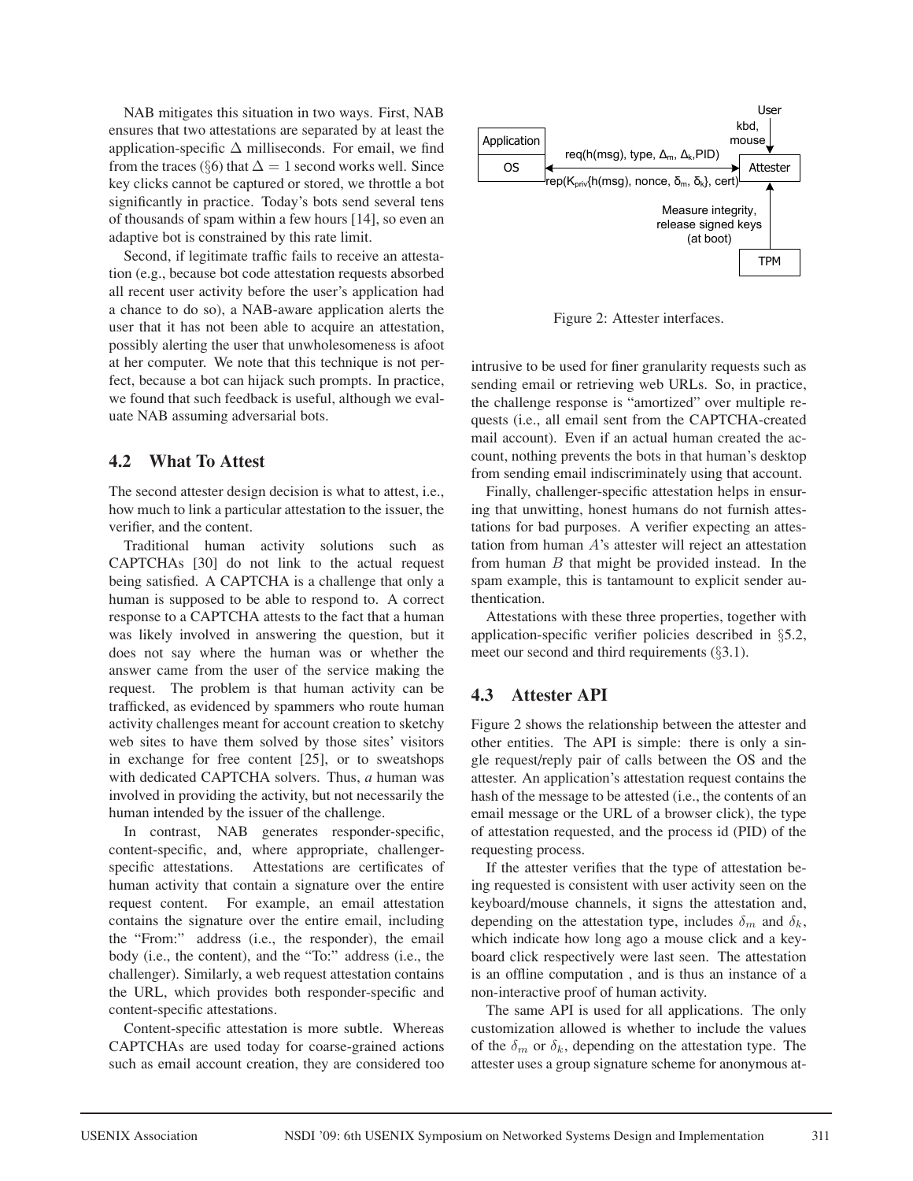NAB mitigates this situation in two ways. First, NAB ensures that two attestations are separated by at least the application-specific $\Delta$ milliseconds. For email, we find from the traces (§6) that $\Delta = 1$ second works well. Since key clicks cannot be captured or stored, we throttle a bot significantly in practice. Today's bots send several tens of thousands of spam within a few hours [14], so even an adaptive bot is constrained by this rate limit.

Second, if legitimate traffic fails to receive an attestation (e.g., because bot code attestation requests absorbed all recent user activity before the user's application had a chance to do so), a NAB-aware application alerts the user that it has not been able to acquire an attestation, possibly alerting the user that unwholesomeness is afoot at her computer. We note that this technique is not perfect, because a bot can hijack such prompts. In practice, we found that such feedback is useful, although we evaluate NAB assuming adversarial bots.

## 4.2 What To Attest

The second attester design decision is what to attest, i.e., how much to link a particular attestation to the issuer, the verifier, and the content.

Traditional human activity solutions such as CAPTCHAs [30] do not link to the actual request being satisfied. A CAPTCHA is a challenge that only a human is supposed to be able to respond to. A correct response to a CAPTCHA attests to the fact that a human was likely involved in answering the question, but it does not say where the human was or whether the answer came from the user of the service making the request. The problem is that human activity can be trafficked, as evidenced by spammers who route human activity challenges meant for account creation to sketchy web sites to have them solved by those sites' visitors in exchange for free content [25], or to sweatshops with dedicated CAPTCHA solvers. Thus, *a* human was involved in providing the activity, but not necessarily the human intended by the issuer of the challenge.

In contrast, NAB generates responder-specific, content-specific, and, where appropriate, challenger-specific attestations. Attestations are certificates of human activity that contain a signature over the entire request content. For example, an email attestation contains the signature over the entire email, including the "From:" address (i.e., the responder), the email body (i.e., the content), and the "To:" address (i.e., the challenger). Similarly, a web request attestation contains the URL, which provides both responder-specific and content-specific attestations.

Content-specific attestation is more subtle. Whereas CAPTCHAs are used today for coarse-grained actions such as email account creation, they are considered too intrusive to be used for finer granularity requests such as sending email or retrieving web URLs. So, in practice, the challenge response is "amortized" over multiple requests (i.e., all email sent from the CAPTCHA-created mail account). Even if an actual human created the account, nothing prevents the bots in that human's desktop from sending email indiscriminately using that account.

Finally, challenger-specific attestation helps in ensuring that unwitting, honest humans do not furnish attestations for bad purposes. A verifier expecting an attestation from human $A$'s attester will reject an attestation from human $B$ that might be provided instead. In the spam example, this is tantamount to explicit sender authentication.

Attestations with these three properties, together with application-specific verifier policies described in §5.2, meet our second and third requirements (§3.1).

User

kbd, mouse

Application

OS

req(h(msg), type, $\Delta_m$, $\Delta_k$,PID)

rep($K_{priv}${h(msg), nonce, $\delta_m$, $\delta_k$}, cert)

Attester

Measure integrity, release signed keys (at boot)

TPM

Figure 2: Attester interfaces.

## 4.3 Attester API

Figure 2 shows the relationship between the attester and other entities. The API is simple: there is only a single request/reply pair of calls between the OS and the attester. An application's attestation request contains the hash of the message to be attested (i.e., the contents of an email message or the URL of a browser click), the type of attestation requested, and the process id (PID) of the requesting process.

If the attester verifies that the type of attestation being requested is consistent with user activity seen on the keyboard/mouse channels, it signs the attestation and, depending on the attestation type, includes $\delta_m$ and $\delta_k$, which indicate how long ago a mouse click and a keyboard click respectively were last seen. The attestation is an offline computation , and is thus an instance of a non-interactive proof of human activity.

The same API is used for all applications. The only customization allowed is whether to include the values of the $\delta_m$ or $\delta_k$, depending on the attestation type. The attester uses a group signature scheme for anonymous at-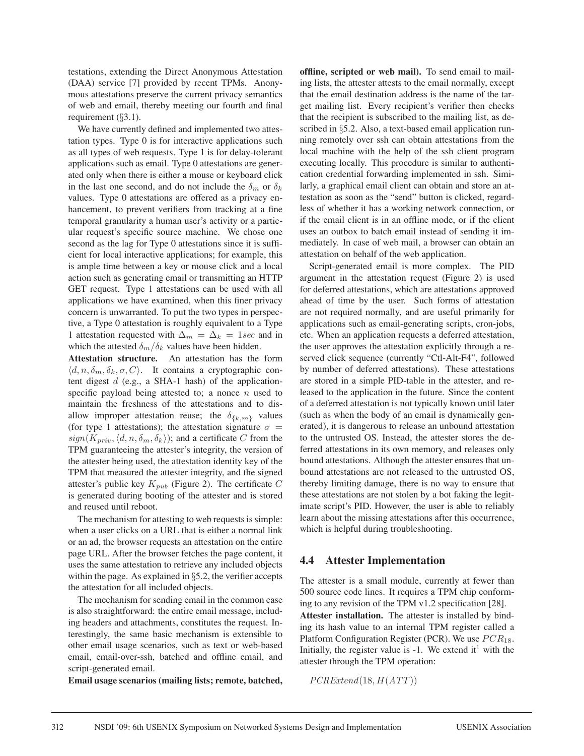testations, extending the Direct Anonymous Attestation (DAA) service [7] provided by recent TPMs. Anonymous attestations preserve the current privacy semantics of web and email, thereby meeting our fourth and final requirement (§3.1).

We have currently defined and implemented two attestation types. Type 0 is for interactive applications such as all types of web requests. Type 1 is for delay-tolerant applications such as email. Type 0 attestations are generated only when there is either a mouse or keyboard click in the last one second, and do not include the $\delta_m$ or $\delta_k$ values. Type 0 attestations are offered as a privacy enhancement, to prevent verifiers from tracking at a fine temporal granularity a human user's activity or a particular request's specific source machine. We chose one second as the lag for Type 0 attestations since it is sufficient for local interactive applications; for example, this is ample time between a key or mouse click and a local action such as generating email or transmitting an HTTP GET request. Type 1 attestations can be used with all applications we have examined, when this finer privacy concern is unwarranted. To put the two types in perspective, a Type 0 attestation is roughly equivalent to a Type 1 attestation requested with $\Delta_m = \Delta_k = 1sec$ and in which the attested $\delta_m/\delta_k$ values have been hidden.

**Attestation structure.** An attestation has the form $\langle d, n, \delta_m, \delta_k, \sigma, C \rangle$. It contains a cryptographic content digest $d$ (e.g., a SHA-1 hash) of the application-specific payload being attested to; a nonce $n$ used to maintain the freshness of the attestations and to disallow improper attestation reuse; the $\delta_{\{k,m\}}$ values (for type 1 attestations); the attestation signature $\sigma = sign(K_{priv}, \langle d, n, \delta_m, \delta_k \rangle)$; and a certificate $C$ from the TPM guaranteeing the attester's integrity, the version of the attester being used, the attestation identity key of the TPM that measured the attester integrity, and the signed attester's public key $K_{pub}$ (Figure 2). The certificate $C$ is generated during booting of the attester and is stored and reused until reboot.

The mechanism for attesting to web requests is simple: when a user clicks on a URL that is either a normal link or an ad, the browser requests an attestation on the entire page URL. After the browser fetches the page content, it uses the same attestation to retrieve any included objects within the page. As explained in §5.2, the verifier accepts the attestation for all included objects.

The mechanism for sending email in the common case is also straightforward: the entire email message, including headers and attachments, constitutes the request. Interestingly, the same basic mechanism is extensible to other email usage scenarios, such as text or web-based email, email-over-ssh, batched and offline email, and script-generated email.

**Email usage scenarios (mailing lists; remote, batched, offline, scripted or web mail).** To send email to mailing lists, the attester attests to the email normally, except that the email destination address is the name of the target mailing list. Every recipient's verifier then checks that the recipient is subscribed to the mailing list, as described in §5.2. Also, a text-based email application running remotely over ssh can obtain attestations from the local machine with the help of the ssh client program executing locally. This procedure is similar to authentication credential forwarding implemented in ssh. Similarly, a graphical email client can obtain and store an attestation as soon as the "send" button is clicked, regardless of whether it has a working network connection, or if the email client is in an offline mode, or if the client uses an outbox to batch email instead of sending it immediately. In case of web mail, a browser can obtain an attestation on behalf of the web application.

Script-generated email is more complex. The PID argument in the attestation request (Figure 2) is used for deferred attestations, which are attestations approved ahead of time by the user. Such forms of attestation are not required normally, and are useful primarily for applications such as email-generating scripts, cron-jobs, etc. When an application requests a deferred attestation, the user approves the attestation explicitly through a reserved click sequence (currently "Ctl-Alt-F4", followed by number of deferred attestations). These attestations are stored in a simple PID-table in the attester, and released to the application in the future. Since the content of a deferred attestation is not typically known until later (such as when the body of an email is dynamically generated), it is dangerous to release an unbound attestation to the untrusted OS. Instead, the attester stores the deferred attestations in its own memory, and releases only bound attestations. Although the attester ensures that unbound attestations are not released to the untrusted OS, thereby limiting damage, there is no way to ensure that these attestations are not stolen by a bot faking the legitimate script's PID. However, the user is able to reliably learn about the missing attestations after this occurrence, which is helpful during troubleshooting.

## 4.4 Attester Implementation

The attester is a small module, currently at fewer than 500 source code lines. It requires a TPM chip conforming to any revision of the TPM v1.2 specification [28].

**Attester installation.** The attester is installed by binding its hash value to an internal TPM register called a Platform Configuration Register (PCR). We use $PCR_{18}$. Initially, the register value is -1. We extend it[1] with the attester through the TPM operation:

$$PCRExtend(18, H(ATT))$$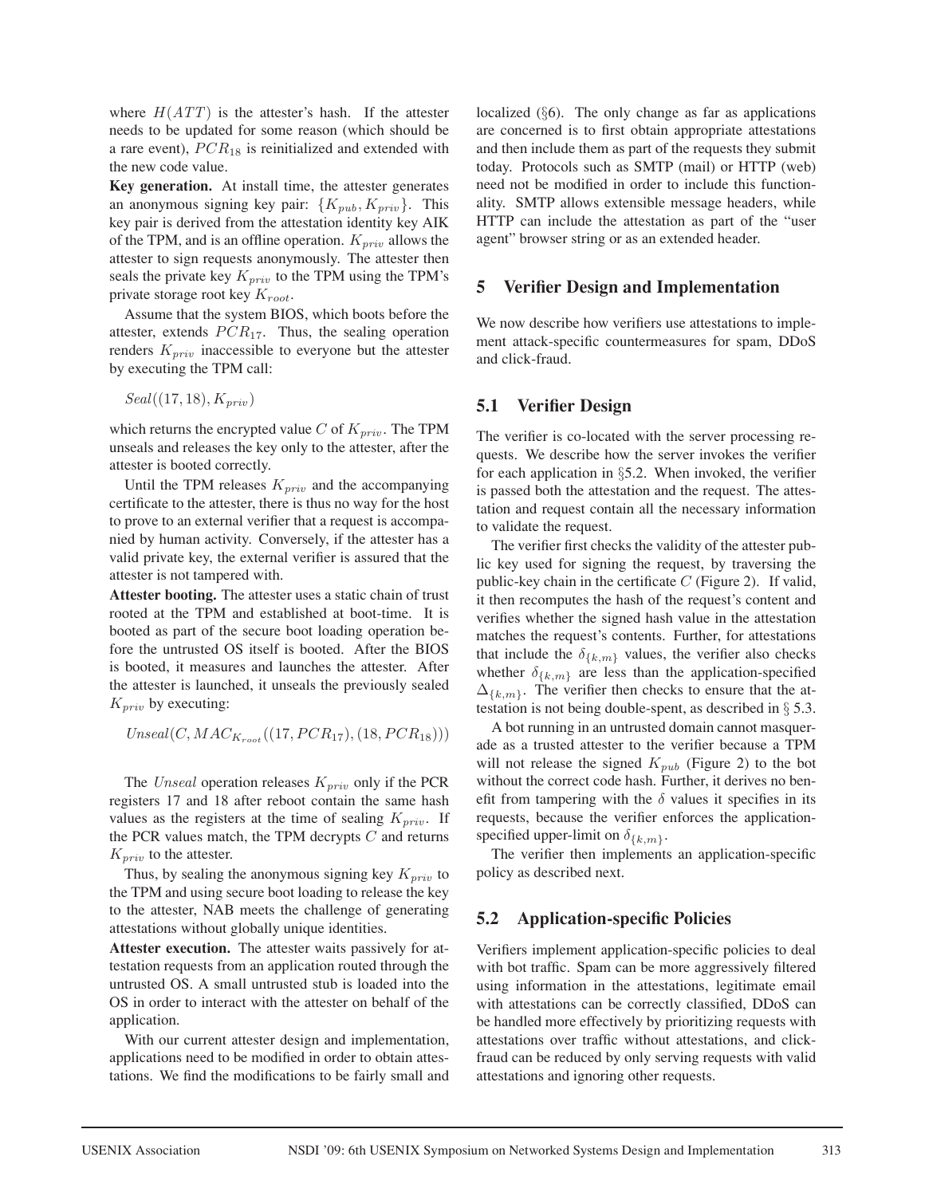where $H(ATT)$ is the attester's hash. If the attester needs to be updated for some reason (which should be a rare event), $PCR_{18}$ is reinitialized and extended with the new code value.

**Key generation.** At install time, the attester generates an anonymous signing key pair: $\{K_{pub}, K_{priv}\}$. This key pair is derived from the attestation identity key AIK of the TPM, and is an offline operation. $K_{priv}$ allows the attester to sign requests anonymously. The attester then seals the private key $K_{priv}$ to the TPM using the TPM's private storage root key $K_{root}$.

Assume that the system BIOS, which boots before the attester, extends $PCR_{17}$. Thus, the sealing operation renders $K_{priv}$ inaccessible to everyone but the attester by executing the TPM call:

$$Seal((17, 18), K_{priv})$$

which returns the encrypted value $C$ of $K_{priv}$. The TPM unseals and releases the key only to the attester, after the attester is booted correctly.

Until the TPM releases $K_{priv}$ and the accompanying certificate to the attester, there is thus no way for the host to prove to an external verifier that a request is accompanied by human activity. Conversely, if the attester has a valid private key, the external verifier is assured that the attester is not tampered with.

**Attester booting.** The attester uses a static chain of trust rooted at the TPM and established at boot-time. It is booted as part of the secure boot loading operation before the untrusted OS itself is booted. After the BIOS is booted, it measures and launches the attester. After the attester is launched, it unseals the previously sealed $K_{priv}$ by executing:

$$Unseal(C, MAC_{K_{root}}((17, PCR_{17}), (18, PCR_{18})))$$

The $Unseal$ operation releases $K_{priv}$ only if the PCR registers 17 and 18 after reboot contain the same hash values as the registers at the time of sealing $K_{priv}$. If the PCR values match, the TPM decrypts $C$ and returns $K_{priv}$ to the attester.

Thus, by sealing the anonymous signing key $K_{priv}$ to the TPM and using secure boot loading to release the key to the attester, NAB meets the challenge of generating attestations without globally unique identities.

**Attester execution.** The attester waits passively for attestation requests from an application routed through the untrusted OS. A small untrusted stub is loaded into the OS in order to interact with the attester on behalf of the application.

With our current attester design and implementation, applications need to be modified in order to obtain attestations. We find the modifications to be fairly small and localized (§6). The only change as far as applications are concerned is to first obtain appropriate attestations and then include them as part of the requests they submit today. Protocols such as SMTP (mail) or HTTP (web) need not be modified in order to include this functionality. SMTP allows extensible message headers, while HTTP can include the attestation as part of the "user agent" browser string or as an extended header.

## 5 Verifier Design and Implementation

We now describe how verifiers use attestations to implement attack-specific countermeasures for spam, DDoS and click-fraud.

### 5.1 Verifier Design

The verifier is co-located with the server processing requests. We describe how the server invokes the verifier for each application in §5.2. When invoked, the verifier is passed both the attestation and the request. The attestation and request contain all the necessary information to validate the request.

The verifier first checks the validity of the attester public key used for signing the request, by traversing the public-key chain in the certificate $C$ (Figure 2). If valid, it then recomputes the hash of the request's content and verifies whether the signed hash value in the attestation matches the request's contents. Further, for attestations that include the $\delta_{\{k,m\}}$ values, the verifier also checks whether $\delta_{\{k,m\}}$ are less than the application-specified $\Delta_{\{k,m\}}$. The verifier then checks to ensure that the attestation is not being double-spent, as described in § 5.3.

A bot running in an untrusted domain cannot masquerade as a trusted attester to the verifier because a TPM will not release the signed $K_{pub}$ (Figure 2) to the bot without the correct code hash. Further, it derives no benefit from tampering with the $\delta$ values it specifies in its requests, because the verifier enforces the application-specified upper-limit on $\delta_{\{k,m\}}$.

The verifier then implements an application-specific policy as described next.

### 5.2 Application-specific Policies

Verifiers implement application-specific policies to deal with bot traffic. Spam can be more aggressively filtered using information in the attestations, legitimate email with attestations can be correctly classified, DDoS can be handled more effectively by prioritizing requests with attestations over traffic without attestations, and click-fraud can be reduced by only serving requests with valid attestations and ignoring other requests.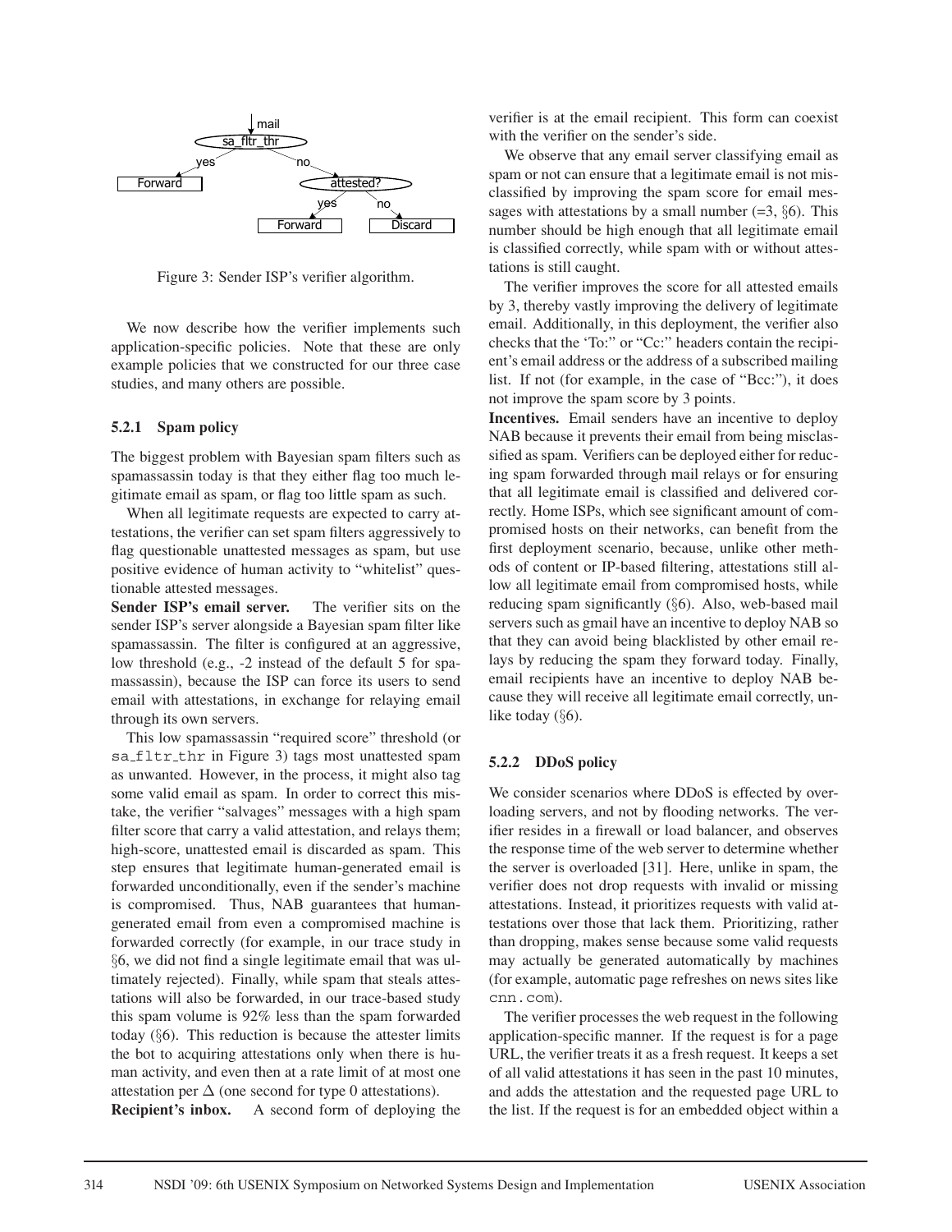Figure 3: Sender ISP's verifier algorithm.

We now describe how the verifier implements such application-specific policies. Note that these are only example policies that we constructed for our three case studies, and many others are possible.

### 5.2.1 Spam policy

The biggest problem with Bayesian spam filters such as spamassassin today is that they either flag too much legitimate email as spam, or flag too little spam as such.

When all legitimate requests are expected to carry attestations, the verifier can set spam filters aggressively to flag questionable unattested messages as spam, but use positive evidence of human activity to "whitelist" questionable attested messages.

**Sender ISP's email server.** The verifier sits on the sender ISP's server alongside a Bayesian spam filter like spamassassin. The filter is configured at an aggressive, low threshold (e.g., -2 instead of the default 5 for spamassassin), because the ISP can force its users to send email with attestations, in exchange for relaying email through its own servers.

This low spamassassin "required score" threshold (or `sa_fltr_thr` in Figure 3) tags most unattested spam as unwanted. However, in the process, it might also tag some valid email as spam. In order to correct this mistake, the verifier "salvages" messages with a high spam filter score that carry a valid attestation, and relays them; high-score, unattested email is discarded as spam. This step ensures that legitimate human-generated email is forwarded unconditionally, even if the sender's machine is compromised. Thus, NAB guarantees that human-generated email from even a compromised machine is forwarded correctly (for example, in our trace study in §6, we did not find a single legitimate email that was ultimately rejected). Finally, while spam that steals attestations will also be forwarded, in our trace-based study this spam volume is 92% less than the spam forwarded today (§6). This reduction is because the attester limits the bot to acquiring attestations only when there is human activity, and even then at a rate limit of at most one attestation per $\Delta$ (one second for type 0 attestations).

**Recipient's inbox.** A second form of deploying the verifier is at the email recipient. This form can coexist with the verifier on the sender's side.

We observe that any email server classifying email as spam or not can ensure that a legitimate email is not misclassified by improving the spam score for email messages with attestations by a small number (=3, §6). This number should be high enough that all legitimate email is classified correctly, while spam with or without attestations is still caught.

The verifier improves the score for all attested emails by 3, thereby vastly improving the delivery of legitimate email. Additionally, in this deployment, the verifier also checks that the 'To:' or "Cc:" headers contain the recipient's email address or the address of a subscribed mailing list. If not (for example, in the case of "Bcc:"), it does not improve the spam score by 3 points.

**Incentives.** Email senders have an incentive to deploy NAB because it prevents their email from being misclassified as spam. Verifiers can be deployed either for reducing spam forwarded through mail relays or for ensuring that all legitimate email is classified and delivered correctly. Home ISPs, which see significant amount of compromised hosts on their networks, can benefit from the first deployment scenario, because, unlike other methods of content or IP-based filtering, attestations still allow all legitimate email from compromised hosts, while reducing spam significantly (§6). Also, web-based mail servers such as gmail have an incentive to deploy NAB so that they can avoid being blacklisted by other email relays by reducing the spam they forward today. Finally, email recipients have an incentive to deploy NAB because they will receive all legitimate email correctly, unlike today (§6).

### 5.2.2 DDoS policy

We consider scenarios where DDoS is effected by overloading servers, and not by flooding networks. The verifier resides in a firewall or load balancer, and observes the response time of the web server to determine whether the server is overloaded [31]. Here, unlike in spam, the verifier does not drop requests with invalid or missing attestations. Instead, it prioritizes requests with valid attestations over those that lack them. Prioritizing, rather than dropping, makes sense because some valid requests may actually be generated automatically by machines (for example, automatic page refreshes on news sites like `cnn.com`).

The verifier processes the web request in the following application-specific manner. If the request is for a page URL, the verifier treats it as a fresh request. It keeps a set of all valid attestations it has seen in the past 10 minutes, and adds the attestation and the requested page URL to the list. If the request is for an embedded object within a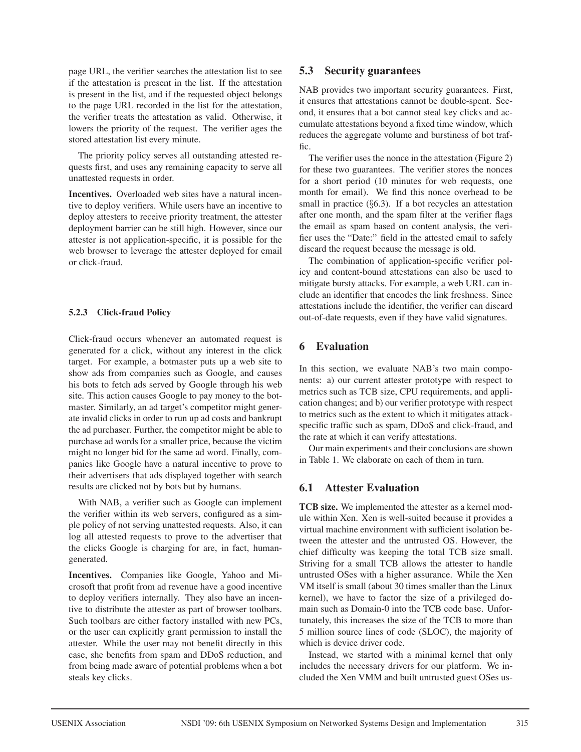page URL, the verifier searches the attestation list to see if the attestation is present in the list. If the attestation is present in the list, and if the requested object belongs to the page URL recorded in the list for the attestation, the verifier treats the attestation as valid. Otherwise, it lowers the priority of the request. The verifier ages the stored attestation list every minute.

The priority policy serves all outstanding attested requests first, and uses any remaining capacity to serve all unattested requests in order.

**Incentives.** Overloaded web sites have a natural incentive to deploy verifiers. While users have an incentive to deploy attesters to receive priority treatment, the attester deployment barrier can be still high. However, since our attester is not application-specific, it is possible for the web browser to leverage the attester deployed for email or click-fraud.

#### 5.2.3 Click-fraud Policy

Click-fraud occurs whenever an automated request is generated for a click, without any interest in the click target. For example, a botmaster puts up a web site to show ads from companies such as Google, and causes his bots to fetch ads served by Google through his web site. This action causes Google to pay money to the botmaster. Similarly, an ad target's competitor might generate invalid clicks in order to run up ad costs and bankrupt the ad purchaser. Further, the competitor might be able to purchase ad words for a smaller price, because the victim might no longer bid for the same ad word. Finally, companies like Google have a natural incentive to prove to their advertisers that ads displayed together with search results are clicked not by bots but by humans.

With NAB, a verifier such as Google can implement the verifier within its web servers, configured as a simple policy of not serving unattested requests. Also, it can log all attested requests to prove to the advertiser that the clicks Google is charging for are, in fact, human-generated.

**Incentives.** Companies like Google, Yahoo and Microsoft that profit from ad revenue have a good incentive to deploy verifiers internally. They also have an incentive to distribute the attester as part of browser toolbars. Such toolbars are either factory installed with new PCs, or the user can explicitly grant permission to install the attester. While the user may not benefit directly in this case, she benefits from spam and DDoS reduction, and from being made aware of potential problems when a bot steals key clicks.

### 5.3 Security guarantees

NAB provides two important security guarantees. First, it ensures that attestations cannot be double-spent. Second, it ensures that a bot cannot steal key clicks and accumulate attestations beyond a fixed time window, which reduces the aggregate volume and burstiness of bot traffic.

The verifier uses the nonce in the attestation (Figure 2) for these two guarantees. The verifier stores the nonces for a short period (10 minutes for web requests, one month for email). We find this nonce overhead to be small in practice (§6.3). If a bot recycles an attestation after one month, and the spam filter at the verifier flags the email as spam based on content analysis, the verifier uses the "Date:" field in the attested email to safely discard the request because the message is old.

The combination of application-specific verifier policy and content-bound attestations can also be used to mitigate bursty attacks. For example, a web URL can include an identifier that encodes the link freshness. Since attestations include the identifier, the verifier can discard out-of-date requests, even if they have valid signatures.

## 6 Evaluation

In this section, we evaluate NAB's two main components: a) our current attester prototype with respect to metrics such as TCB size, CPU requirements, and application changes; and b) our verifier prototype with respect to metrics such as the extent to which it mitigates attack-specific traffic such as spam, DDoS and click-fraud, and the rate at which it can verify attestations.

Our main experiments and their conclusions are shown in Table 1. We elaborate on each of them in turn.

### 6.1 Attester Evaluation

**TCB size.** We implemented the attester as a kernel module within Xen. Xen is well-suited because it provides a virtual machine environment with sufficient isolation between the attester and the untrusted OS. However, the chief difficulty was keeping the total TCB size small. Striving for a small TCB allows the attester to handle untrusted OSes with a higher assurance. While the Xen VM itself is small (about 30 times smaller than the Linux kernel), we have to factor the size of a privileged domain such as Domain-0 into the TCB code base. Unfortunately, this increases the size of the TCB to more than 5 million source lines of code (SLOC), the majority of which is device driver code.

Instead, we started with a minimal kernel that only includes the necessary drivers for our platform. We included the Xen VMM and built untrusted guest OSes us-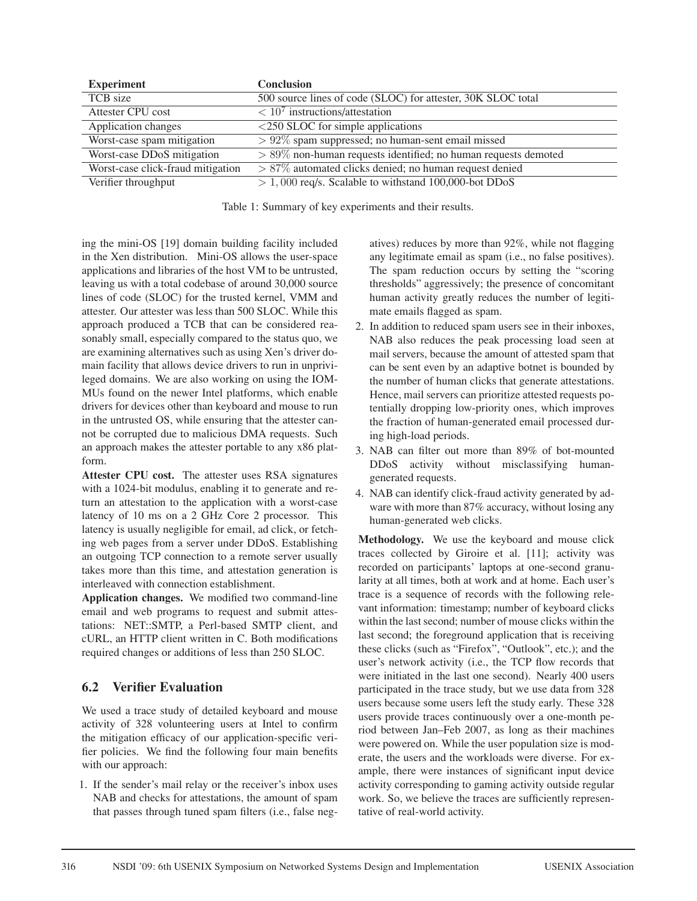| Experiment | Conclusion |
| --- | --- |
| TCB size | 500 source lines of code (SLOC) for attester, 30K SLOC total |
| Attester CPU cost | $< 10^7$ instructions/attestation |
| Application changes | <250 SLOC for simple applications |
| Worst-case spam mitigation | $> 92\%$ spam suppressed; no human-sent email missed |
| Worst-case DDoS mitigation | $> 89\%$ non-human requests identified; no human requests demoted |
| Worst-case click-fraud mitigation | $> 87\%$ automated clicks denied; no human request denied |
| Verifier throughput | $> 1,000$ req/s. Scalable to withstand 100,000-bot DDoS |

Table 1: Summary of key experiments and their results.

ing the mini-OS [19] domain building facility included in the Xen distribution. Mini-OS allows the user-space applications and libraries of the host VM to be untrusted, leaving us with a total codebase of around 30,000 source lines of code (SLOC) for the trusted kernel, VMM and attester. Our attester was less than 500 SLOC. While this approach produced a TCB that can be considered reasonably small, especially compared to the status quo, we are examining alternatives such as using Xen's driver domain facility that allows device drivers to run in unprivileged domains. We are also working on using the IOMMUs found on the newer Intel platforms, which enable drivers for devices other than keyboard and mouse to run in the untrusted OS, while ensuring that the attester cannot be corrupted due to malicious DMA requests. Such an approach makes the attester portable to any x86 platform.

**Attester CPU cost.** The attester uses RSA signatures with a 1024-bit modulus, enabling it to generate and return an attestation to the application with a worst-case latency of 10 ms on a 2 GHz Core 2 processor. This latency is usually negligible for email, ad click, or fetching web pages from a server under DDoS. Establishing an outgoing TCP connection to a remote server usually takes more than this time, and attestation generation is interleaved with connection establishment.

**Application changes.** We modified two command-line email and web programs to request and submit attestations: NET::SMTP, a Perl-based SMTP client, and cURL, an HTTP client written in C. Both modifications required changes or additions of less than 250 SLOC.

## 6.2 Verifier Evaluation

We used a trace study of detailed keyboard and mouse activity of 328 volunteering users at Intel to confirm the mitigation efficacy of our application-specific verifier policies. We find the following four main benefits with our approach:

1. If the sender's mail relay or the receiver's inbox uses NAB and checks for attestations, the amount of spam that passes through tuned spam filters (i.e., false negatives) reduces by more than 92%, while not flagging any legitimate email as spam (i.e., no false positives). The spam reduction occurs by setting the "scoring thresholds" aggressively; the presence of concomitant human activity greatly reduces the number of legitimate emails flagged as spam.
2. In addition to reduced spam users see in their inboxes, NAB also reduces the peak processing load seen at mail servers, because the amount of attested spam that can be sent even by an adaptive botnet is bounded by the number of human clicks that generate attestations. Hence, mail servers can prioritize attested requests potentially dropping low-priority ones, which improves the fraction of human-generated email processed during high-load periods.
3. NAB can filter out more than 89% of bot-mounted DDoS activity without misclassifying human-generated requests.
4. NAB can identify click-fraud activity generated by adware with more than 87% accuracy, without losing any human-generated web clicks.

**Methodology.** We use the keyboard and mouse click traces collected by Giroire et al. [11]; activity was recorded on participants' laptops at one-second granularity at all times, both at work and at home. Each user's trace is a sequence of records with the following relevant information: timestamp; number of keyboard clicks within the last second; number of mouse clicks within the last second; the foreground application that is receiving these clicks (such as "Firefox", "Outlook", etc.); and the user's network activity (i.e., the TCP flow records that were initiated in the last one second). Nearly 400 users participated in the trace study, but we use data from 328 users because some users left the study early. These 328 users provide traces continuously over a one-month period between Jan–Feb 2007, as long as their machines were powered on. While the user population size is moderate, the users and the workloads were diverse. For example, there were instances of significant input device activity corresponding to gaming activity outside regular work. So, we believe the traces are sufficiently representative of real-world activity.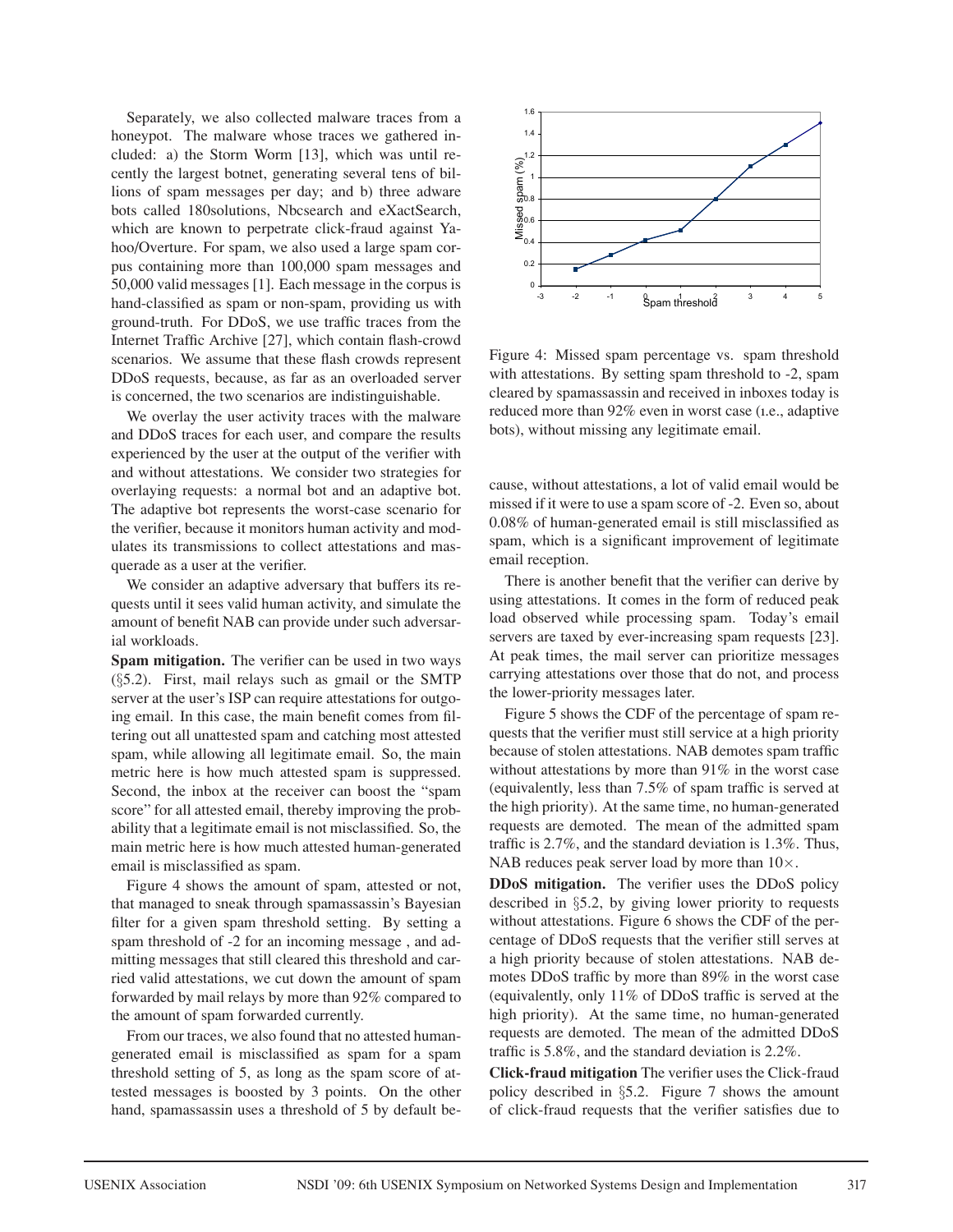Separately, we also collected malware traces from a honeypot. The malware whose traces we gathered included: a) the Storm Worm [13], which was until recently the largest botnet, generating several tens of billions of spam messages per day; and b) three adware bots called 180solutions, Nbcsearch and eXactSearch, which are known to perpetrate click-fraud against Yahoo/Overture. For spam, we also used a large spam corpus containing more than 100,000 spam messages and 50,000 valid messages [1]. Each message in the corpus is hand-classified as spam or non-spam, providing us with ground-truth. For DDoS, we use traffic traces from the Internet Traffic Archive [27], which contain flash-crowd scenarios. We assume that these flash crowds represent DDoS requests, because, as far as an overloaded server is concerned, the two scenarios are indistinguishable.

We overlay the user activity traces with the malware and DDoS traces for each user, and compare the results experienced by the user at the output of the verifier with and without attestations. We consider two strategies for overlaying requests: a normal bot and an adaptive bot. The adaptive bot represents the worst-case scenario for the verifier, because it monitors human activity and modulates its transmissions to collect attestations and masquerade as a user at the verifier.

We consider an adaptive adversary that buffers its requests until it sees valid human activity, and simulate the amount of benefit NAB can provide under such adversarial workloads.

**Spam mitigation.** The verifier can be used in two ways (§5.2). First, mail relays such as gmail or the SMTP server at the user's ISP can require attestations for outgoing email. In this case, the main benefit comes from filtering out all unattested spam and catching most attested spam, while allowing all legitimate email. So, the main metric here is how much attested spam is suppressed. Second, the inbox at the receiver can boost the "spam score" for all attested email, thereby improving the probability that a legitimate email is not misclassified. So, the main metric here is how much attested human-generated email is misclassified as spam.

Figure 4 shows the amount of spam, attested or not, that managed to sneak through spamassassin's Bayesian filter for a given spam threshold setting. By setting a spam threshold of -2 for an incoming message , and admitting messages that still cleared this threshold and carried valid attestations, we cut down the amount of spam forwarded by mail relays by more than 92% compared to the amount of spam forwarded currently.

From our traces, we also found that no attested human-generated email is misclassified as spam for a spam threshold setting of 5, as long as the spam score of attested messages is boosted by 3 points. On the other hand, spamassassin uses a threshold of 5 by default because, without attestations, a lot of valid email would be missed if it were to use a spam score of -2. Even so, about 0.08% of human-generated email is still misclassified as spam, which is a significant improvement of legitimate email reception.

Figure 4: Missed spam percentage vs. spam threshold with attestations. By setting spam threshold to -2, spam cleared by spamassassin and received in inboxes today is reduced more than 92% even in worst case (i.e., adaptive bots), without missing any legitimate email.

There is another benefit that the verifier can derive by using attestations. It comes in the form of reduced peak load observed while processing spam. Today's email servers are taxed by ever-increasing spam requests [23]. At peak times, the mail server can prioritize messages carrying attestations over those that do not, and process the lower-priority messages later.

Figure 5 shows the CDF of the percentage of spam requests that the verifier must still service at a high priority because of stolen attestations. NAB demotes spam traffic without attestations by more than 91% in the worst case (equivalently, less than 7.5% of spam traffic is served at the high priority). At the same time, no human-generated requests are demoted. The mean of the admitted spam traffic is 2.7%, and the standard deviation is 1.3%. Thus, NAB reduces peak server load by more than 10×.

**DDoS mitigation.** The verifier uses the DDoS policy described in §5.2, by giving lower priority to requests without attestations. Figure 6 shows the CDF of the percentage of DDoS requests that the verifier still serves at a high priority because of stolen attestations. NAB demotes DDoS traffic by more than 89% in the worst case (equivalently, only 11% of DDoS traffic is served at the high priority). At the same time, no human-generated requests are demoted. The mean of the admitted DDoS traffic is 5.8%, and the standard deviation is 2.2%.

**Click-fraud mitigation** The verifier uses the Click-fraud policy described in §5.2. Figure 7 shows the amount of click-fraud requests that the verifier satisfies due to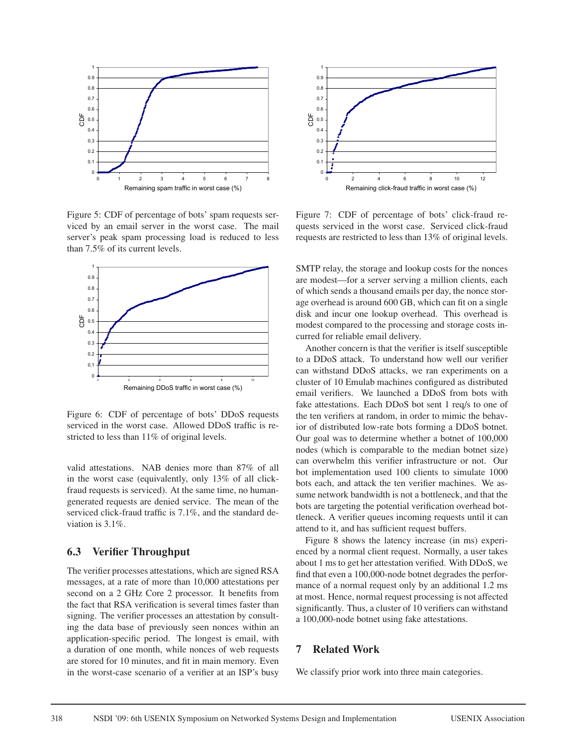Figure 5: CDF of percentage of bots' spam requests serviced by an email server in the worst case. The mail server's peak spam processing load is reduced to less than 7.5% of its current levels.

Figure 6: CDF of percentage of bots' DDoS requests serviced in the worst case. Allowed DDoS traffic is restricted to less than 11% of original levels.

valid attestations. NAB denies more than 87% of all in the worst case (equivalently, only 13% of all click-fraud requests is serviced). At the same time, no human-generated requests are denied service. The mean of the serviced click-fraud traffic is 7.1%, and the standard deviation is 3.1%.

## 6.3 Verifier Throughput

The verifier processes attestations, which are signed RSA messages, at a rate of more than 10,000 attestations per second on a 2 GHz Core 2 processor. It benefits from the fact that RSA verification is several times faster than signing. The verifier processes an attestation by consulting the data base of previously seen nonces within an application-specific period. The longest is email, with a duration of one month, while nonces of web requests are stored for 10 minutes, and fit in main memory. Even in the worst-case scenario of a verifier at an ISP's busy SMTP relay, the storage and lookup costs for the nonces are modest—for a server serving a million clients, each of which sends a thousand emails per day, the nonce storage overhead is around 600 GB, which can fit on a single disk and incur one lookup overhead. This overhead is modest compared to the processing and storage costs incurred for reliable email delivery.

Figure 7: CDF of percentage of bots' click-fraud requests serviced in the worst case. Serviced click-fraud requests are restricted to less than 13% of original levels.

Another concern is that the verifier is itself susceptible to a DDoS attack. To understand how well our verifier can withstand DDoS attacks, we ran experiments on a cluster of 10 Emulab machines configured as distributed email verifiers. We launched a DDoS from bots with fake attestations. Each DDoS bot sent 1 req/s to one of the ten verifiers at random, in order to mimic the behavior of distributed low-rate bots forming a DDoS botnet. Our goal was to determine whether a botnet of 100,000 nodes (which is comparable to the median botnet size) can overwhelm this verifier infrastructure or not. Our bot implementation used 100 clients to simulate 1000 bots each, and attack the ten verifier machines. We assume network bandwidth is not a bottleneck, and that the bots are targeting the potential verification overhead bottleneck. A verifier queues incoming requests until it can attend to it, and has sufficient request buffers.

Figure 8 shows the latency increase (in ms) experienced by a normal client request. Normally, a user takes about 1 ms to get her attestation verified. With DDoS, we find that even a 100,000-node botnet degrades the performance of a normal request only by an additional 1.2 ms at most. Hence, normal request processing is not affected significantly. Thus, a cluster of 10 verifiers can withstand a 100,000-node botnet using fake attestations.

# 7 Related Work

We classify prior work into three main categories.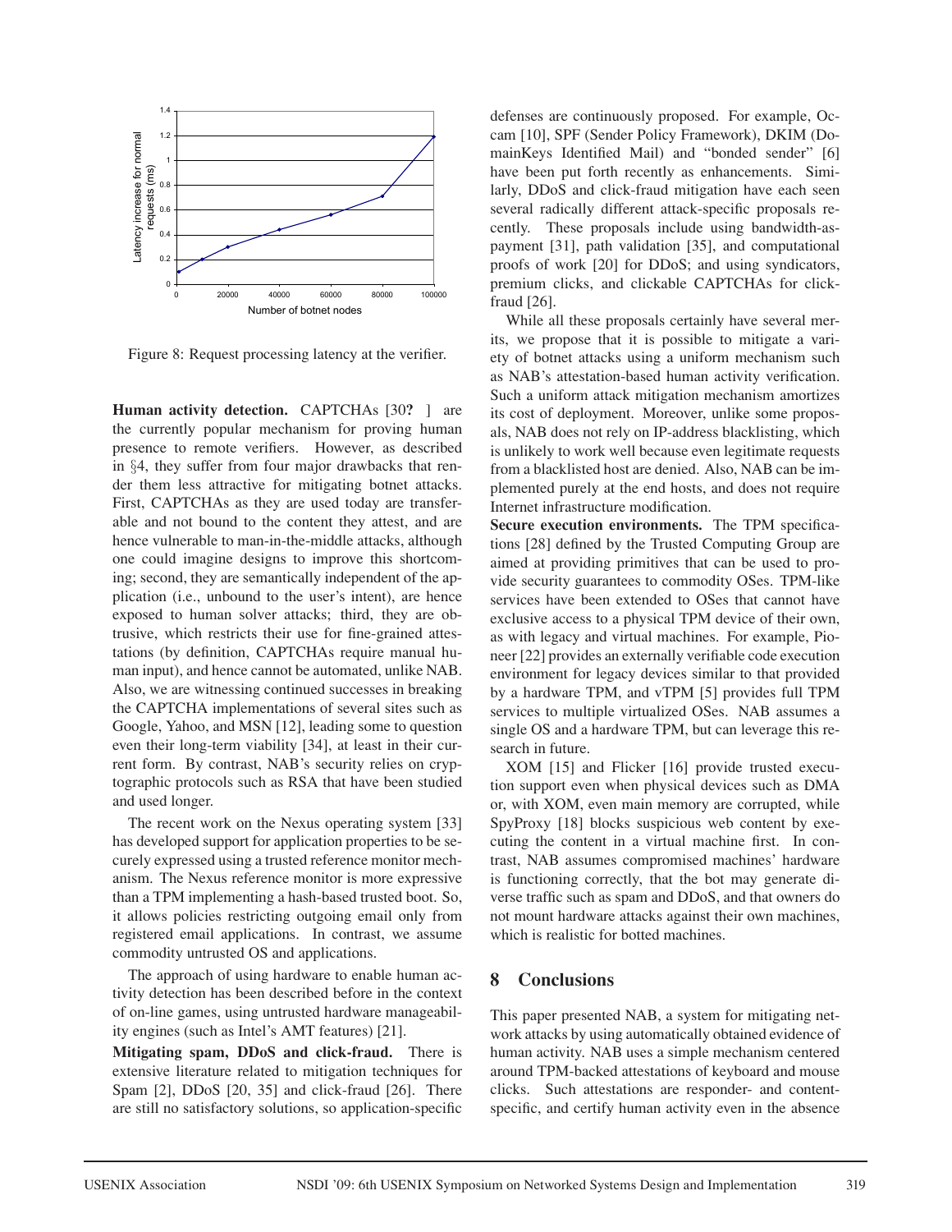Figure 8: Request processing latency at the verifier.

**Human activity detection.** CAPTCHAs [30? ] are the currently popular mechanism for proving human presence to remote verifiers. However, as described in §4, they suffer from four major drawbacks that render them less attractive for mitigating botnet attacks. First, CAPTCHAs as they are used today are transferable and not bound to the content they attest, and are hence vulnerable to man-in-the-middle attacks, although one could imagine designs to improve this shortcoming; second, they are semantically independent of the application (i.e., unbound to the user's intent), are hence exposed to human solver attacks; third, they are obtrusive, which restricts their use for fine-grained attestations (by definition, CAPTCHAs require manual human input), and hence cannot be automated, unlike NAB. Also, we are witnessing continued successes in breaking the CAPTCHA implementations of several sites such as Google, Yahoo, and MSN [12], leading some to question even their long-term viability [34], at least in their current form. By contrast, NAB's security relies on cryptographic protocols such as RSA that have been studied and used longer.

The recent work on the Nexus operating system [33] has developed support for application properties to be securely expressed using a trusted reference monitor mechanism. The Nexus reference monitor is more expressive than a TPM implementing a hash-based trusted boot. So, it allows policies restricting outgoing email only from registered email applications. In contrast, we assume commodity untrusted OS and applications.

The approach of using hardware to enable human activity detection has been described before in the context of on-line games, using untrusted hardware manageability engines (such as Intel's AMT features) [21].

**Mitigating spam, DDoS and click-fraud.** There is extensive literature related to mitigation techniques for Spam [2], DDoS [20, 35] and click-fraud [26]. There are still no satisfactory solutions, so application-specific defenses are continuously proposed. For example, Occam [10], SPF (Sender Policy Framework), DKIM (DomainKeys Identified Mail) and "bonded sender" [6] have been put forth recently as enhancements. Similarly, DDoS and click-fraud mitigation have each seen several radically different attack-specific proposals recently. These proposals include using bandwidth-as-payment [31], path validation [35], and computational proofs of work [20] for DDoS; and using syndicators, premium clicks, and clickable CAPTCHAs for click-fraud [26].

While all these proposals certainly have several merits, we propose that it is possible to mitigate a variety of botnet attacks using a uniform mechanism such as NAB's attestation-based human activity verification. Such a uniform attack mitigation mechanism amortizes its cost of deployment. Moreover, unlike some proposals, NAB does not rely on IP-address blacklisting, which is unlikely to work well because even legitimate requests from a blacklisted host are denied. Also, NAB can be implemented purely at the end hosts, and does not require Internet infrastructure modification.

**Secure execution environments.** The TPM specifications [28] defined by the Trusted Computing Group are aimed at providing primitives that can be used to provide security guarantees to commodity OSes. TPM-like services have been extended to OSes that cannot have exclusive access to a physical TPM device of their own, as with legacy and virtual machines. For example, Pioneer [22] provides an externally verifiable code execution environment for legacy devices similar to that provided by a hardware TPM, and vTPM [5] provides full TPM services to multiple virtualized OSes. NAB assumes a single OS and a hardware TPM, but can leverage this research in future.

XOM [15] and Flicker [16] provide trusted execution support even when physical devices such as DMA or, with XOM, even main memory are corrupted, while SpyProxy [18] blocks suspicious web content by executing the content in a virtual machine first. In contrast, NAB assumes compromised machines' hardware is functioning correctly, that the bot may generate diverse traffic such as spam and DDoS, and that owners do not mount hardware attacks against their own machines, which is realistic for botted machines.

## 8 Conclusions

This paper presented NAB, a system for mitigating network attacks by using automatically obtained evidence of human activity. NAB uses a simple mechanism centered around TPM-backed attestations of keyboard and mouse clicks. Such attestations are responder- and content-specific, and certify human activity even in the absence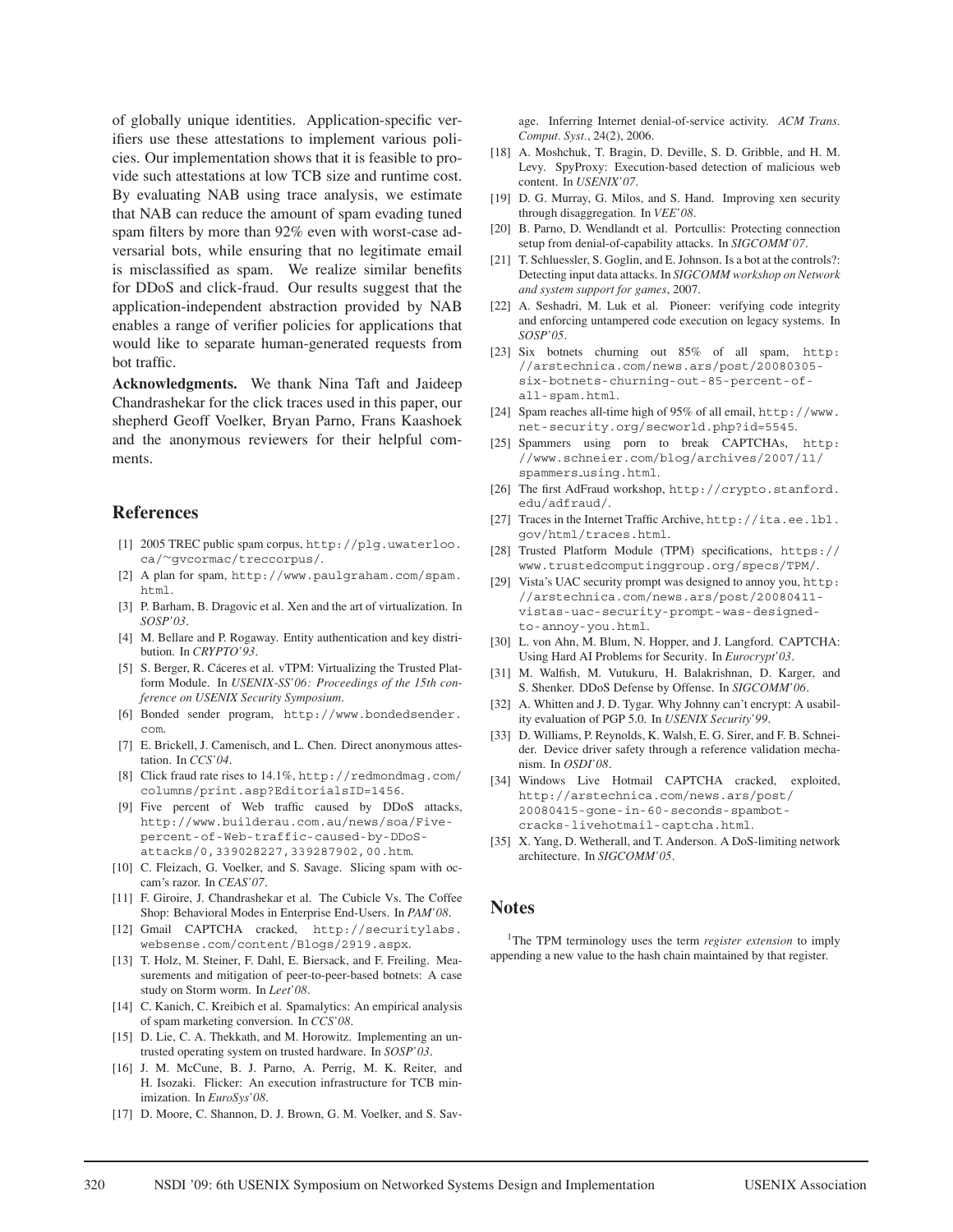of globally unique identities. Application-specific verifiers use these attestations to implement various policies. Our implementation shows that it is feasible to provide such attestations at low TCB size and runtime cost. By evaluating NAB using trace analysis, we estimate that NAB can reduce the amount of spam evading tuned spam filters by more than 92% even with worst-case adversarial bots, while ensuring that no legitimate email is misclassified as spam. We realize similar benefits for DDoS and click-fraud. Our results suggest that the application-independent abstraction provided by NAB enables a range of verifier policies for applications that would like to separate human-generated requests from bot traffic.

**Acknowledgments.** We thank Nina Taft and Jaideep Chandrashekar for the click traces used in this paper, our shepherd Geoff Voelker, Bryan Parno, Frans Kaashoek and the anonymous reviewers for their helpful comments.

## References

[1] 2005 TREC public spam corpus, http://plg.uwaterloo.ca/~gvcormac/treccorpus/.

[2] A plan for spam, http://www.paulgraham.com/spam.html.

[3] P. Barham, B. Dragovic et al. Xen and the art of virtualization. In *SOSP'03*.

[4] M. Bellare and P. Rogaway. Entity authentication and key distribution. In *CRYPTO'93*.

[5] S. Berger, R. Cáceres et al. vTPM: Virtualizing the Trusted Platform Module. In *USENIX-SS'06: Proceedings of the 15th conference on USENIX Security Symposium*.

[6] Bonded sender program, http://www.bondedsender.com.

[7] E. Brickell, J. Camenisch, and L. Chen. Direct anonymous attestation. In *CCS'04*.

[8] Click fraud rate rises to 14.1%, http://redmondmag.com/columns/print.asp?EditorialsID=1456.

[9] Five percent of Web traffic caused by DDoS attacks, http://www.builderau.com.au/news/soa/Five-percent-of-Web-traffic-caused-by-DDoS-attacks/0,339028227,339287902,00.htm.

[10] C. Fleizach, G. Voelker, and S. Savage. Slicing spam with occam's razor. In *CEAS'07*.

[11] F. Giroire, J. Chandrashekar et al. The Cubicle Vs. The Coffee Shop: Behavioral Modes in Enterprise End-Users. In *PAM'08*.

[12] Gmail CAPTCHA cracked, http://securitylabs.websense.com/content/Blogs/2919.aspx.

[13] T. Holz, M. Steiner, F. Dahl, E. Biersack, and F. Freiling. Measurements and mitigation of peer-to-peer-based botnets: A case study on Storm worm. In *Leet'08*.

[14] C. Kanich, C. Kreibich et al. Spamalytics: An empirical analysis of spam marketing conversion. In *CCS'08*.

[15] D. Lie, C. A. Thekkath, and M. Horowitz. Implementing an untrusted operating system on trusted hardware. In *SOSP'03*.

[16] J. M. McCune, B. J. Parno, A. Perrig, M. K. Reiter, and H. Isozaki. Flicker: An execution infrastructure for TCB minimization. In *EuroSys'08*.

[17] D. Moore, C. Shannon, D. J. Brown, G. M. Voelker, and S. Savage. Inferring Internet denial-of-service activity. *ACM Trans. Comput. Syst.*, 24(2), 2006.

[18] A. Moshchuk, T. Bragin, D. Deville, S. D. Gribble, and H. M. Levy. SpyProxy: Execution-based detection of malicious web content. In *USENIX'07*.

[19] D. G. Murray, G. Milos, and S. Hand. Improving xen security through disaggregation. In *VEE'08*.

[20] B. Parno, D. Wendlandt et al. Portcullis: Protecting connection setup from denial-of-capability attacks. In *SIGCOMM'07*.

[21] T. Schluessler, S. Goglin, and E. Johnson. Is a bot at the controls?: Detecting input data attacks. In *SIGCOMM workshop on Network and system support for games*, 2007.

[22] A. Seshadri, M. Luk et al. Pioneer: verifying code integrity and enforcing untampered code execution on legacy systems. In *SOSP'05*.

[23] Six botnets churning out 85% of all spam, http://arstechnica.com/news.ars/post/20080305-six-botnets-churning-out-85-percent-of-all-spam.html.

[24] Spam reaches all-time high of 95% of all email, http://www.net-security.org/secworld.php?id=5545.

[25] Spammers using porn to break CAPTCHAs, http://www.schneier.com/blog/archives/2007/11/spammers_using.html.

[26] The first AdFraud workshop, http://crypto.stanford.edu/adfraud/.

[27] Traces in the Internet Traffic Archive, http://ita.ee.lbl.gov/html/traces.html.

[28] Trusted Platform Module (TPM) specifications, https://www.trustedcomputinggroup.org/specs/TPM/.

[29] Vista's UAC security prompt was designed to annoy you, http://arstechnica.com/news.ars/post/20080411-vistas-uac-security-prompt-was-designed-to-annoy-you.html.

[30] L. von Ahn, M. Blum, N. Hopper, and J. Langford. CAPTCHA: Using Hard AI Problems for Security. In *Eurocrypt'03*.

[31] M. Walfish, M. Vutukuru, H. Balakrishnan, D. Karger, and S. Shenker. DDoS Defense by Offense. In *SIGCOMM'06*.

[32] A. Whitten and J. D. Tygar. Why Johnny can't encrypt: A usability evaluation of PGP 5.0. In *USENIX Security'99*.

[33] D. Williams, P. Reynolds, K. Walsh, E. G. Sirer, and F. B. Schneider. Device driver safety through a reference validation mechanism. In *OSDI'08*.

[34] Windows Live Hotmail CAPTCHA cracked, exploited, http://arstechnica.com/news.ars/post/20080415-gone-in-60-seconds-spambot-cracks-livehotmail-captcha.html.

[35] X. Yang, D. Wetherall, and T. Anderson. A DoS-limiting network architecture. In *SIGCOMM'05*.

## Notes

[1] The TPM terminology uses the term *register extension* to imply appending a new value to the hash chain maintained by that register.